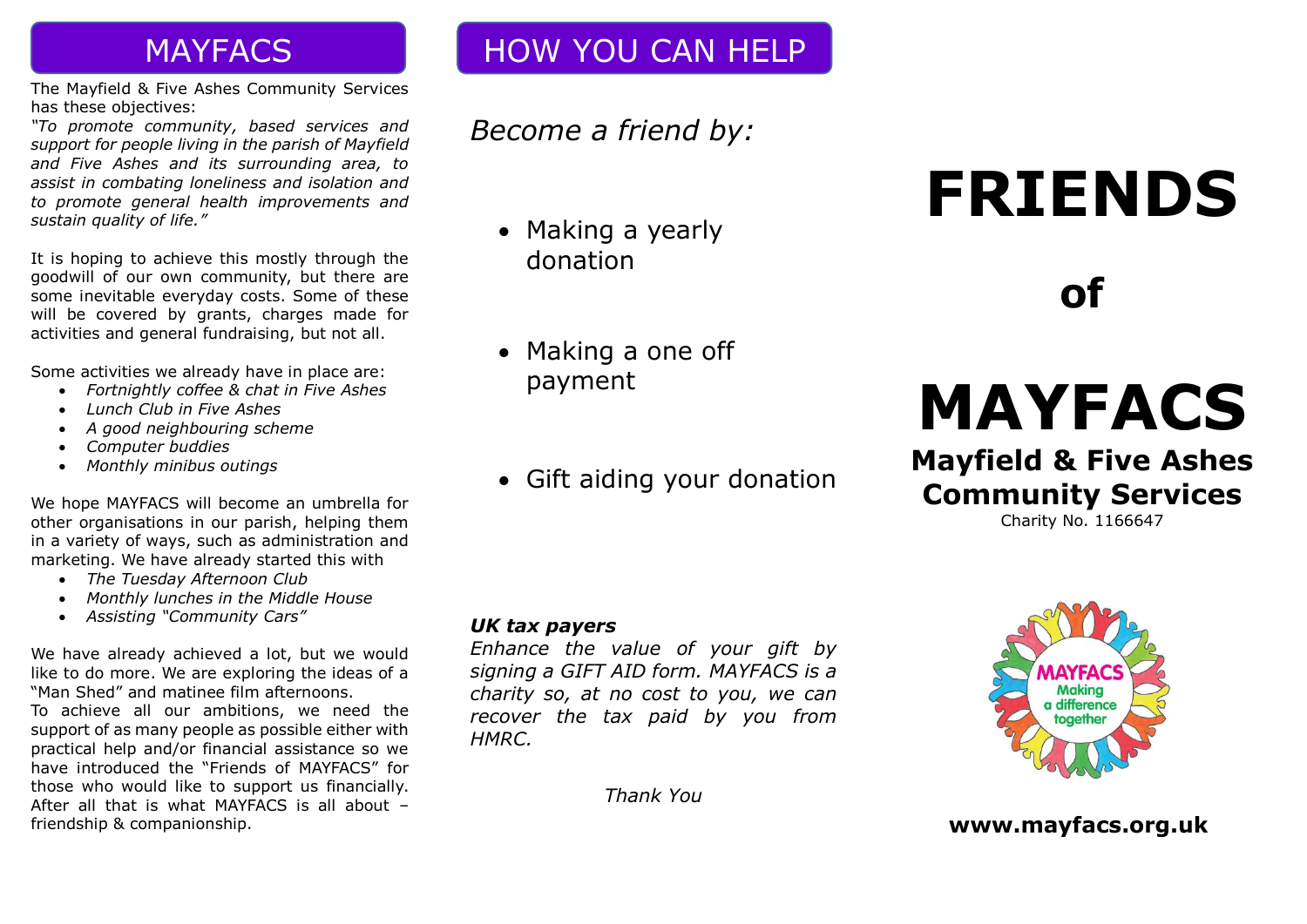## MAYFACS

The Mayfield & Five Ashes Community Services has these objectives:

*"To promote community, based services and support for people living in the parish of Mayfield and Five Ashes and its surrounding area, to assist in combating loneliness and isolation and to promote general health improvements and sustain quality of life."*

It is hoping to achieve this mostly through the goodwill of our own community, but there are some inevitable everyday costs. Some of these will be covered by grants, charges made for activities and general fundraising, but not all.

Some activities we already have in place are:

- *Fortnightly coffee & chat in Five Ashes*
- *Lunch Club in Five Ashes*
- *A good neighbouring scheme*
- *Computer buddies*
- *Monthly minibus outings*

We hope MAYFACS will become an umbrella for other organisations in our parish, helping them in a variety of ways, such as administration and marketing. We have already started this with

- *The Tuesday Afternoon Club*
- *Monthly lunches in the Middle House*
- *Assisting "Community Cars"*

We have already achieved a lot, but we would like to do more. We are exploring the ideas of a "Man Shed" and matinee film afternoons.

To achieve all our ambitions, we need the support of as many people as possible either with practical help and/or financial assistance so we have introduced the "Friends of MAYFACS" for those who would like to support us financially. After all that is what MAYFACS is all about – friendship & companionship.

## HOW YOU CAN HELP

*Become a friend by:*

- Making a yearly donation
- Making a one off payment
- Gift aiding your donation

***UK tax payers***

*Enhance the value of your gift by signing a GIFT AID form. MAYFACS is a charity so, at no cost to you, we can recover the tax paid by you from HMRC.*

*Thank You*

# FRIENDS

# of

# MAYFACS

## Mayfield & Five Ashes Community Services

Charity No. 1166647

MAYFACS Making a difference together

**www.mayfacs.org.uk**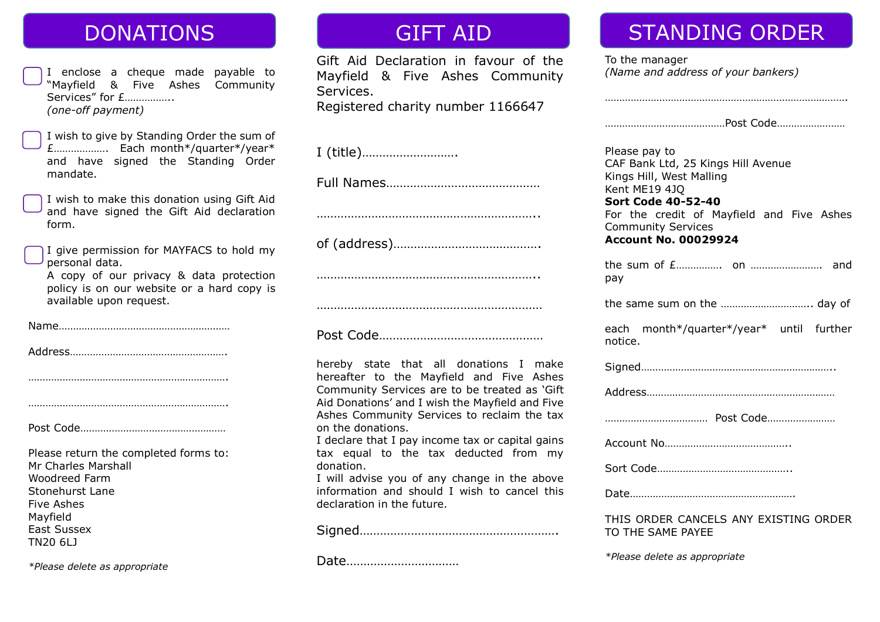# DONATIONS

- [ ] I enclose a cheque made payable to "Mayfield & Five Ashes Community Services" for £…………….. *(one-off payment)*

- [ ] I wish to give by Standing Order the sum of £………………. Each month*/quarter*/year* and have signed the Standing Order mandate.

- [ ] I wish to make this donation using Gift Aid and have signed the Gift Aid declaration form.

- [ ] I give permission for MAYFACS to hold my personal data. A copy of our privacy & data protection policy is on our website or a hard copy is available upon request.

Name……………………………………………………

Address……………………………………………….

…………………………………………………………….

…………………………………………………………….

Post Code…………………………………………

Please return the completed forms to:
Mr Charles Marshall
Woodreed Farm
Stonehurst Lane
Five Ashes
Mayfield
East Sussex
TN20 6LJ

*\*Please delete as appropriate*

# GIFT AID

Gift Aid Declaration in favour of the Mayfield & Five Ashes Community Services.
Registered charity number 1166647

I (title)……………………….

Full Names………………………………………

………………………………………………………..

of (address)…………………………………….

………………………………………………………..

…………………………………………………………

Post Code…………………………………………

hereby state that all donations I make hereafter to the Mayfield and Five Ashes Community Services are to be treated as 'Gift Aid Donations' and I wish the Mayfield and Five Ashes Community Services to reclaim the tax on the donations.
I declare that I pay income tax or capital gains tax equal to the tax deducted from my donation.
I will advise you of any change in the above information and should I wish to cancel this declaration in the future.

Signed…………………………………………………

Date……………………………

# STANDING ORDER

To the manager
*(Name and address of your bankers)*

…………………………………………………………………………

……………………………………Post Code……………………

Please pay to
CAF Bank Ltd, 25 Kings Hill Avenue
Kings Hill, West Malling
Kent ME19 4JQ
**Sort Code 40-52-40**
For the credit of Mayfield and Five Ashes Community Services
**Account No. 00029924**

the sum of £……………. on ……………………. and pay

the same sum on the ………………………….. day of

each month*/quarter*/year* until further notice.

Signed…………………………………………………………..

Address…………………………………………………………

……………………………… Post Code……………………

Account No……………………………………..

Sort Code………………………………………..

Date………………………………………………….

THIS ORDER CANCELS ANY EXISTING ORDER TO THE SAME PAYEE

*\*Please delete as appropriate*